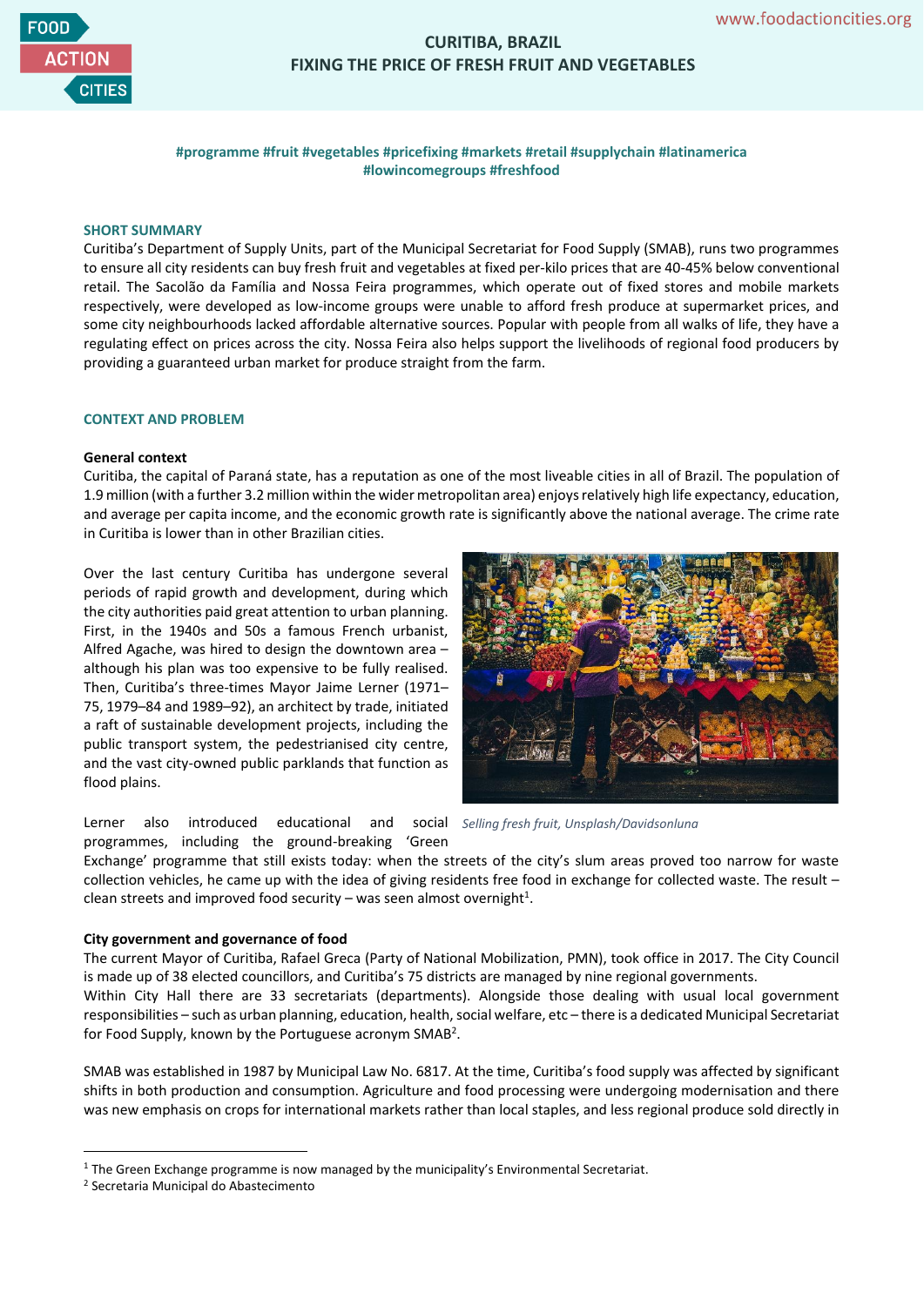# CURITIBA, BRAZIL
# FIXING THE PRICE OF FRESH FRUIT AND VEGETABLES

**#programme #fruit #vegetables #pricefixing #markets #retail #supplychain #latinamerica #lowincomegroups #freshfood**

## SHORT SUMMARY

Curitiba's Department of Supply Units, part of the Municipal Secretariat for Food Supply (SMAB), runs two programmes to ensure all city residents can buy fresh fruit and vegetables at fixed per-kilo prices that are 40-45% below conventional retail. The Sacolão da Família and Nossa Feira programmes, which operate out of fixed stores and mobile markets respectively, were developed as low-income groups were unable to afford fresh produce at supermarket prices, and some city neighbourhoods lacked affordable alternative sources. Popular with people from all walks of life, they have a regulating effect on prices across the city. Nossa Feira also helps support the livelihoods of regional food producers by providing a guaranteed urban market for produce straight from the farm.

## CONTEXT AND PROBLEM

### General context

Curitiba, the capital of Paraná state, has a reputation as one of the most liveable cities in all of Brazil. The population of 1.9 million (with a further 3.2 million within the wider metropolitan area) enjoys relatively high life expectancy, education, and average per capita income, and the economic growth rate is significantly above the national average. The crime rate in Curitiba is lower than in other Brazilian cities.

Over the last century Curitiba has undergone several periods of rapid growth and development, during which the city authorities paid great attention to urban planning. First, in the 1940s and 50s a famous French urbanist, Alfred Agache, was hired to design the downtown area – although his plan was too expensive to be fully realised. Then, Curitiba's three-times Mayor Jaime Lerner (1971–75, 1979–84 and 1989–92), an architect by trade, initiated a raft of sustainable development projects, including the public transport system, the pedestrianised city centre, and the vast city-owned public parklands that function as flood plains.

*Selling fresh fruit, Unsplash/Davidsonluna*

Lerner also introduced educational and social programmes, including the ground-breaking 'Green Exchange' programme that still exists today: when the streets of the city's slum areas proved too narrow for waste collection vehicles, he came up with the idea of giving residents free food in exchange for collected waste. The result – clean streets and improved food security – was seen almost overnight[1].

### City government and governance of food

The current Mayor of Curitiba, Rafael Greca (Party of National Mobilization, PMN), took office in 2017. The City Council is made up of 38 elected councillors, and Curitiba's 75 districts are managed by nine regional governments.
Within City Hall there are 33 secretariats (departments). Alongside those dealing with usual local government responsibilities – such as urban planning, education, health, social welfare, etc – there is a dedicated Municipal Secretariat for Food Supply, known by the Portuguese acronym SMAB[2].

SMAB was established in 1987 by Municipal Law No. 6817. At the time, Curitiba's food supply was affected by significant shifts in both production and consumption. Agriculture and food processing were undergoing modernisation and there was new emphasis on crops for international markets rather than local staples, and less regional produce sold directly in

[1] The Green Exchange programme is now managed by the municipality's Environmental Secretariat.
[2] Secretaria Municipal do Abastecimento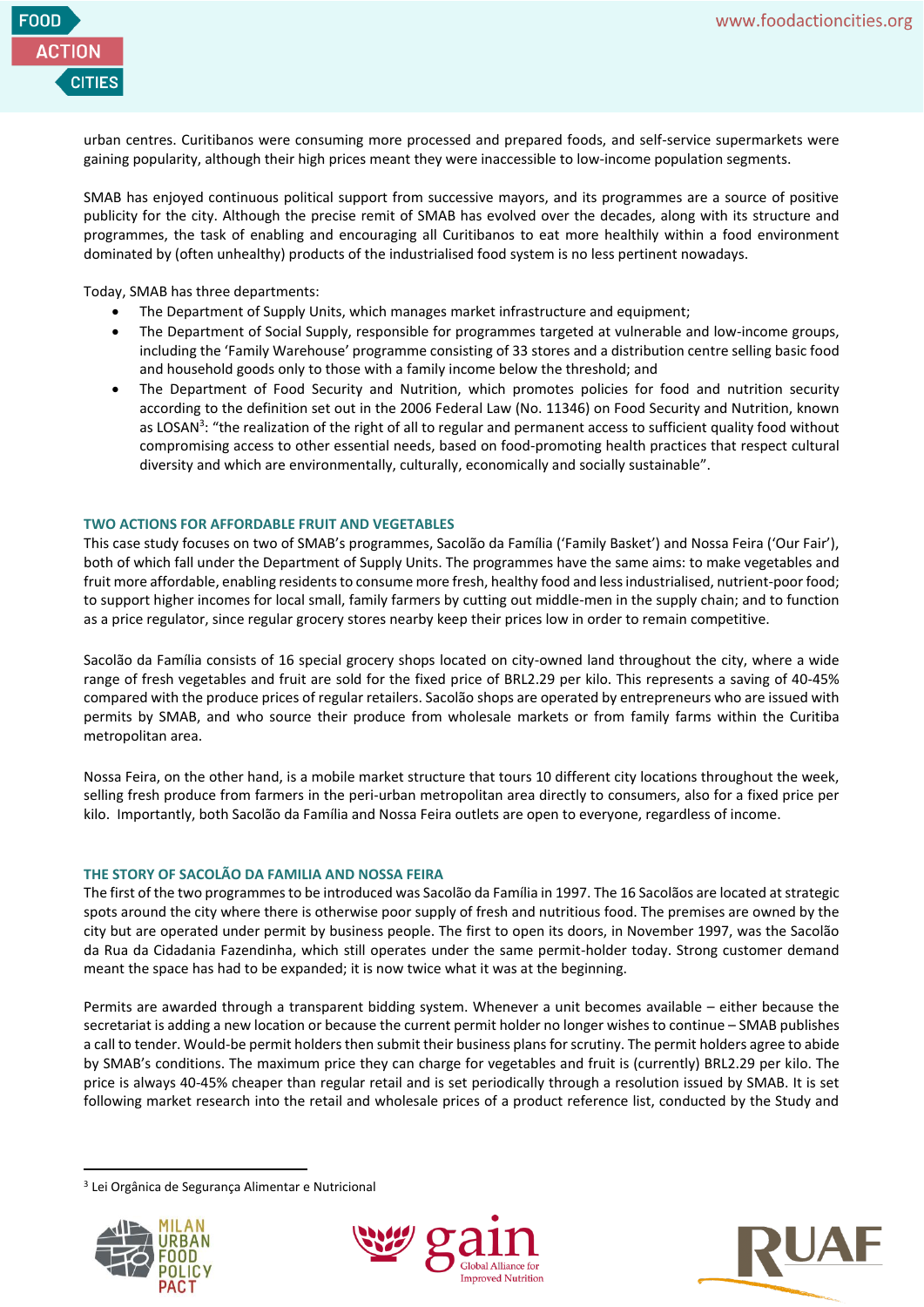urban centres. Curitibanos were consuming more processed and prepared foods, and self-service supermarkets were gaining popularity, although their high prices meant they were inaccessible to low-income population segments.

SMAB has enjoyed continuous political support from successive mayors, and its programmes are a source of positive publicity for the city. Although the precise remit of SMAB has evolved over the decades, along with its structure and programmes, the task of enabling and encouraging all Curitibanos to eat more healthily within a food environment dominated by (often unhealthy) products of the industrialised food system is no less pertinent nowadays.

Today, SMAB has three departments:

- The Department of Supply Units, which manages market infrastructure and equipment;
- The Department of Social Supply, responsible for programmes targeted at vulnerable and low-income groups, including the 'Family Warehouse' programme consisting of 33 stores and a distribution centre selling basic food and household goods only to those with a family income below the threshold; and
- The Department of Food Security and Nutrition, which promotes policies for food and nutrition security according to the definition set out in the 2006 Federal Law (No. 11346) on Food Security and Nutrition, known as LOSAN[3]: "the realization of the right of all to regular and permanent access to sufficient quality food without compromising access to other essential needs, based on food-promoting health practices that respect cultural diversity and which are environmentally, culturally, economically and socially sustainable".

## TWO ACTIONS FOR AFFORDABLE FRUIT AND VEGETABLES

This case study focuses on two of SMAB's programmes, Sacolão da Família ('Family Basket') and Nossa Feira ('Our Fair'), both of which fall under the Department of Supply Units. The programmes have the same aims: to make vegetables and fruit more affordable, enabling residents to consume more fresh, healthy food and less industrialised, nutrient-poor food; to support higher incomes for local small, family farmers by cutting out middle-men in the supply chain; and to function as a price regulator, since regular grocery stores nearby keep their prices low in order to remain competitive.

Sacolão da Família consists of 16 special grocery shops located on city-owned land throughout the city, where a wide range of fresh vegetables and fruit are sold for the fixed price of BRL2.29 per kilo. This represents a saving of 40-45% compared with the produce prices of regular retailers. Sacolão shops are operated by entrepreneurs who are issued with permits by SMAB, and who source their produce from wholesale markets or from family farms within the Curitiba metropolitan area.

Nossa Feira, on the other hand, is a mobile market structure that tours 10 different city locations throughout the week, selling fresh produce from farmers in the peri-urban metropolitan area directly to consumers, also for a fixed price per kilo. Importantly, both Sacolão da Família and Nossa Feira outlets are open to everyone, regardless of income.

## THE STORY OF SACOLÃO DA FAMILIA AND NOSSA FEIRA

The first of the two programmes to be introduced was Sacolão da Família in 1997. The 16 Sacolãos are located at strategic spots around the city where there is otherwise poor supply of fresh and nutritious food. The premises are owned by the city but are operated under permit by business people. The first to open its doors, in November 1997, was the Sacolão da Rua da Cidadania Fazendinha, which still operates under the same permit-holder today. Strong customer demand meant the space has had to be expanded; it is now twice what it was at the beginning.

Permits are awarded through a transparent bidding system. Whenever a unit becomes available – either because the secretariat is adding a new location or because the current permit holder no longer wishes to continue – SMAB publishes a call to tender. Would-be permit holders then submit their business plans for scrutiny. The permit holders agree to abide by SMAB's conditions. The maximum price they can charge for vegetables and fruit is (currently) BRL2.29 per kilo. The price is always 40-45% cheaper than regular retail and is set periodically through a resolution issued by SMAB. It is set following market research into the retail and wholesale prices of a product reference list, conducted by the Study and

[3] Lei Orgânica de Segurança Alimentar e Nutricional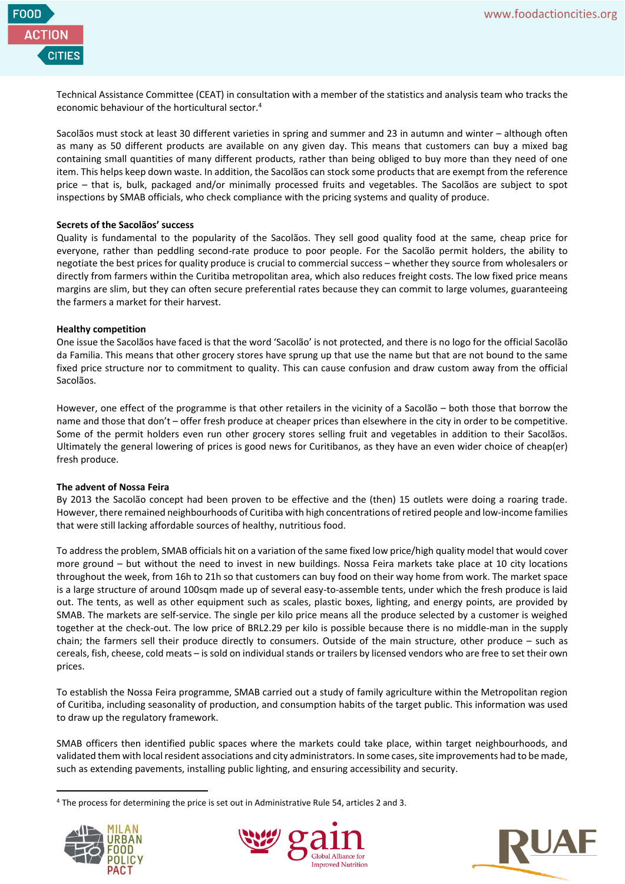Technical Assistance Committee (CEAT) in consultation with a member of the statistics and analysis team who tracks the economic behaviour of the horticultural sector.[4]

Sacolãos must stock at least 30 different varieties in spring and summer and 23 in autumn and winter – although often as many as 50 different products are available on any given day. This means that customers can buy a mixed bag containing small quantities of many different products, rather than being obliged to buy more than they need of one item. This helps keep down waste. In addition, the Sacolãos can stock some products that are exempt from the reference price – that is, bulk, packaged and/or minimally processed fruits and vegetables. The Sacolãos are subject to spot inspections by SMAB officials, who check compliance with the pricing systems and quality of produce.

**Secrets of the Sacolãos' success**

Quality is fundamental to the popularity of the Sacolãos. They sell good quality food at the same, cheap price for everyone, rather than peddling second-rate produce to poor people. For the Sacolão permit holders, the ability to negotiate the best prices for quality produce is crucial to commercial success – whether they source from wholesalers or directly from farmers within the Curitiba metropolitan area, which also reduces freight costs. The low fixed price means margins are slim, but they can often secure preferential rates because they can commit to large volumes, guaranteeing the farmers a market for their harvest.

**Healthy competition**

One issue the Sacolãos have faced is that the word 'Sacolão' is not protected, and there is no logo for the official Sacolão da Familia. This means that other grocery stores have sprung up that use the name but that are not bound to the same fixed price structure nor to commitment to quality. This can cause confusion and draw custom away from the official Sacolãos.

However, one effect of the programme is that other retailers in the vicinity of a Sacolão – both those that borrow the name and those that don't – offer fresh produce at cheaper prices than elsewhere in the city in order to be competitive. Some of the permit holders even run other grocery stores selling fruit and vegetables in addition to their Sacolãos. Ultimately the general lowering of prices is good news for Curitibanos, as they have an even wider choice of cheap(er) fresh produce.

**The advent of Nossa Feira**

By 2013 the Sacolão concept had been proven to be effective and the (then) 15 outlets were doing a roaring trade. However, there remained neighbourhoods of Curitiba with high concentrations of retired people and low-income families that were still lacking affordable sources of healthy, nutritious food.

To address the problem, SMAB officials hit on a variation of the same fixed low price/high quality model that would cover more ground – but without the need to invest in new buildings. Nossa Feira markets take place at 10 city locations throughout the week, from 16h to 21h so that customers can buy food on their way home from work. The market space is a large structure of around 100sqm made up of several easy-to-assemble tents, under which the fresh produce is laid out. The tents, as well as other equipment such as scales, plastic boxes, lighting, and energy points, are provided by SMAB. The markets are self-service. The single per kilo price means all the produce selected by a customer is weighed together at the check-out. The low price of BRL2.29 per kilo is possible because there is no middle-man in the supply chain; the farmers sell their produce directly to consumers. Outside of the main structure, other produce – such as cereals, fish, cheese, cold meats – is sold on individual stands or trailers by licensed vendors who are free to set their own prices.

To establish the Nossa Feira programme, SMAB carried out a study of family agriculture within the Metropolitan region of Curitiba, including seasonality of production, and consumption habits of the target public. This information was used to draw up the regulatory framework.

SMAB officers then identified public spaces where the markets could take place, within target neighbourhoods, and validated them with local resident associations and city administrators. In some cases, site improvements had to be made, such as extending pavements, installing public lighting, and ensuring accessibility and security.

[4] The process for determining the price is set out in Administrative Rule 54, articles 2 and 3.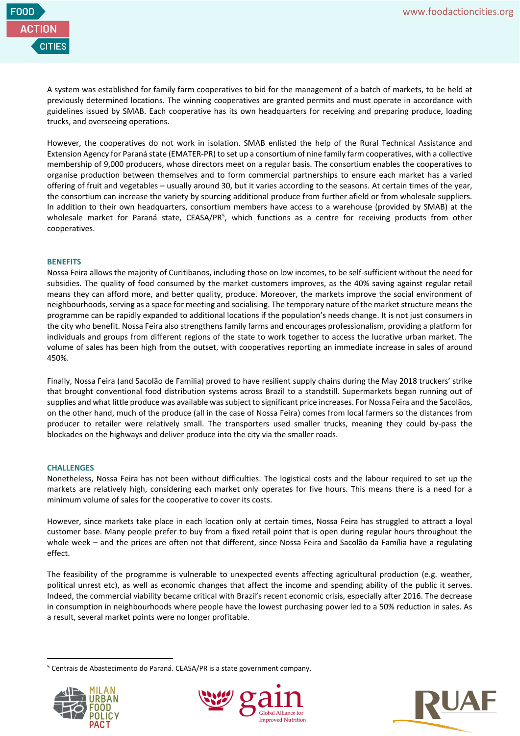A system was established for family farm cooperatives to bid for the management of a batch of markets, to be held at previously determined locations. The winning cooperatives are granted permits and must operate in accordance with guidelines issued by SMAB. Each cooperative has its own headquarters for receiving and preparing produce, loading trucks, and overseeing operations.

However, the cooperatives do not work in isolation. SMAB enlisted the help of the Rural Technical Assistance and Extension Agency for Paraná state (EMATER-PR) to set up a consortium of nine family farm cooperatives, with a collective membership of 9,000 producers, whose directors meet on a regular basis. The consortium enables the cooperatives to organise production between themselves and to form commercial partnerships to ensure each market has a varied offering of fruit and vegetables – usually around 30, but it varies according to the seasons. At certain times of the year, the consortium can increase the variety by sourcing additional produce from further afield or from wholesale suppliers. In addition to their own headquarters, consortium members have access to a warehouse (provided by SMAB) at the wholesale market for Paraná state, CEASA/PR[5], which functions as a centre for receiving products from other cooperatives.

## BENEFITS

Nossa Feira allows the majority of Curitibanos, including those on low incomes, to be self-sufficient without the need for subsidies. The quality of food consumed by the market customers improves, as the 40% saving against regular retail means they can afford more, and better quality, produce. Moreover, the markets improve the social environment of neighbourhoods, serving as a space for meeting and socialising. The temporary nature of the market structure means the programme can be rapidly expanded to additional locations if the population's needs change. It is not just consumers in the city who benefit. Nossa Feira also strengthens family farms and encourages professionalism, providing a platform for individuals and groups from different regions of the state to work together to access the lucrative urban market. The volume of sales has been high from the outset, with cooperatives reporting an immediate increase in sales of around 450%.

Finally, Nossa Feira (and Sacolão de Familia) proved to have resilient supply chains during the May 2018 truckers' strike that brought conventional food distribution systems across Brazil to a standstill. Supermarkets began running out of supplies and what little produce was available was subject to significant price increases. For Nossa Feira and the Sacolãos, on the other hand, much of the produce (all in the case of Nossa Feira) comes from local farmers so the distances from producer to retailer were relatively small. The transporters used smaller trucks, meaning they could by-pass the blockades on the highways and deliver produce into the city via the smaller roads.

## CHALLENGES

Nonetheless, Nossa Feira has not been without difficulties. The logistical costs and the labour required to set up the markets are relatively high, considering each market only operates for five hours. This means there is a need for a minimum volume of sales for the cooperative to cover its costs.

However, since markets take place in each location only at certain times, Nossa Feira has struggled to attract a loyal customer base. Many people prefer to buy from a fixed retail point that is open during regular hours throughout the whole week – and the prices are often not that different, since Nossa Feira and Sacolão da Família have a regulating effect.

The feasibility of the programme is vulnerable to unexpected events affecting agricultural production (e.g. weather, political unrest etc), as well as economic changes that affect the income and spending ability of the public it serves. Indeed, the commercial viability became critical with Brazil's recent economic crisis, especially after 2016. The decrease in consumption in neighbourhoods where people have the lowest purchasing power led to a 50% reduction in sales. As a result, several market points were no longer profitable.

---

[5] Centrais de Abastecimento do Paraná. CEASA/PR is a state government company.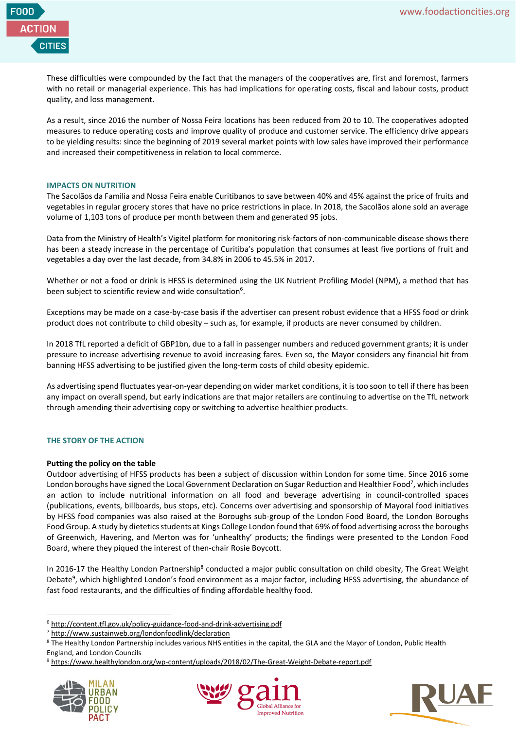These difficulties were compounded by the fact that the managers of the cooperatives are, first and foremost, farmers with no retail or managerial experience. This has had implications for operating costs, fiscal and labour costs, product quality, and loss management.

As a result, since 2016 the number of Nossa Feira locations has been reduced from 20 to 10. The cooperatives adopted measures to reduce operating costs and improve quality of produce and customer service. The efficiency drive appears to be yielding results: since the beginning of 2019 several market points with low sales have improved their performance and increased their competitiveness in relation to local commerce.

## IMPACTS ON NUTRITION

The Sacolãos da Familia and Nossa Feira enable Curitibanos to save between 40% and 45% against the price of fruits and vegetables in regular grocery stores that have no price restrictions in place. In 2018, the Sacolãos alone sold an average volume of 1,103 tons of produce per month between them and generated 95 jobs.

Data from the Ministry of Health's Vigitel platform for monitoring risk-factors of non-communicable disease shows there has been a steady increase in the percentage of Curitiba's population that consumes at least five portions of fruit and vegetables a day over the last decade, from 34.8% in 2006 to 45.5% in 2017.

Whether or not a food or drink is HFSS is determined using the UK Nutrient Profiling Model (NPM), a method that has been subject to scientific review and wide consultation[6].

Exceptions may be made on a case-by-case basis if the advertiser can present robust evidence that a HFSS food or drink product does not contribute to child obesity – such as, for example, if products are never consumed by children.

In 2018 TfL reported a deficit of GBP1bn, due to a fall in passenger numbers and reduced government grants; it is under pressure to increase advertising revenue to avoid increasing fares. Even so, the Mayor considers any financial hit from banning HFSS advertising to be justified given the long-term costs of child obesity epidemic.

As advertising spend fluctuates year-on-year depending on wider market conditions, it is too soon to tell if there has been any impact on overall spend, but early indications are that major retailers are continuing to advertise on the TfL network through amending their advertising copy or switching to advertise healthier products.

## THE STORY OF THE ACTION

**Putting the policy on the table**

Outdoor advertising of HFSS products has been a subject of discussion within London for some time. Since 2016 some London boroughs have signed the Local Government Declaration on Sugar Reduction and Healthier Food[7], which includes an action to include nutritional information on all food and beverage advertising in council-controlled spaces (publications, events, billboards, bus stops, etc). Concerns over advertising and sponsorship of Mayoral food initiatives by HFSS food companies was also raised at the Boroughs sub-group of the London Food Board, the London Boroughs Food Group. A study by dietetics students at Kings College London found that 69% of food advertising across the boroughs of Greenwich, Havering, and Merton was for 'unhealthy' products; the findings were presented to the London Food Board, where they piqued the interest of then-chair Rosie Boycott.

In 2016-17 the Healthy London Partnership[8] conducted a major public consultation on child obesity, The Great Weight Debate[9], which highlighted London's food environment as a major factor, including HFSS advertising, the abundance of fast food restaurants, and the difficulties of finding affordable healthy food.

[6] http://content.tfl.gov.uk/policy-guidance-food-and-drink-advertising.pdf

[7] http://www.sustainweb.org/londonfoodlink/declaration

[8] The Healthy London Partnership includes various NHS entities in the capital, the GLA and the Mayor of London, Public Health England, and London Councils

[9] https://www.healthylondon.org/wp-content/uploads/2018/02/The-Great-Weight-Debate-report.pdf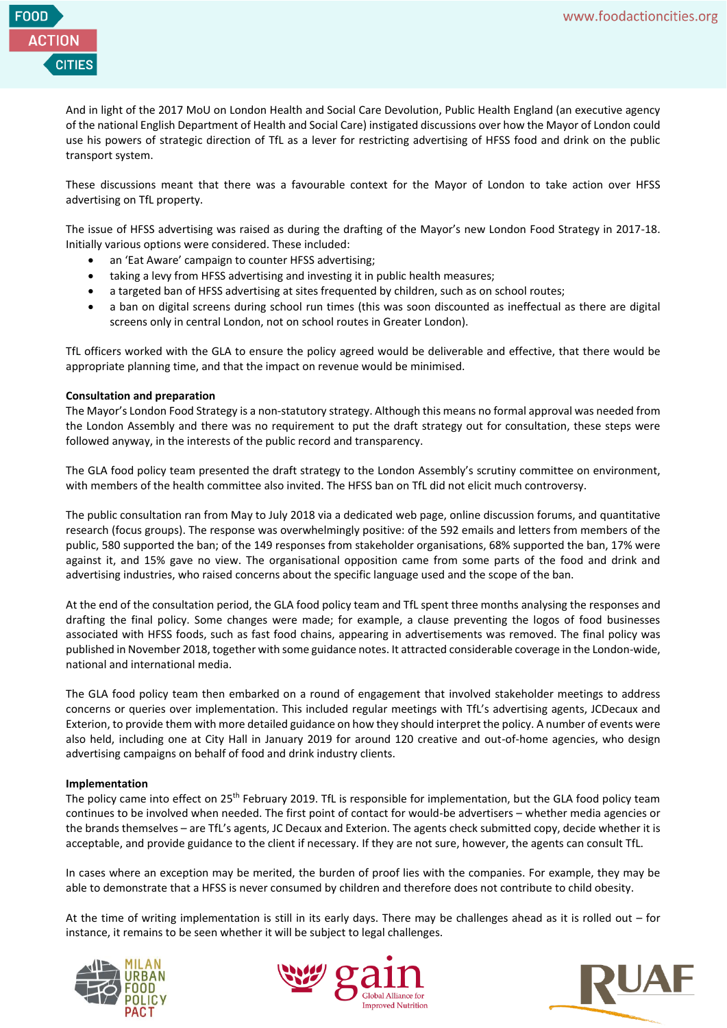And in light of the 2017 MoU on London Health and Social Care Devolution, Public Health England (an executive agency of the national English Department of Health and Social Care) instigated discussions over how the Mayor of London could use his powers of strategic direction of TfL as a lever for restricting advertising of HFSS food and drink on the public transport system.

These discussions meant that there was a favourable context for the Mayor of London to take action over HFSS advertising on TfL property.

The issue of HFSS advertising was raised as during the drafting of the Mayor's new London Food Strategy in 2017-18. Initially various options were considered. These included:

- an 'Eat Aware' campaign to counter HFSS advertising;
- taking a levy from HFSS advertising and investing it in public health measures;
- a targeted ban of HFSS advertising at sites frequented by children, such as on school routes;
- a ban on digital screens during school run times (this was soon discounted as ineffectual as there are digital screens only in central London, not on school routes in Greater London).

TfL officers worked with the GLA to ensure the policy agreed would be deliverable and effective, that there would be appropriate planning time, and that the impact on revenue would be minimised.

**Consultation and preparation**

The Mayor's London Food Strategy is a non-statutory strategy. Although this means no formal approval was needed from the London Assembly and there was no requirement to put the draft strategy out for consultation, these steps were followed anyway, in the interests of the public record and transparency.

The GLA food policy team presented the draft strategy to the London Assembly's scrutiny committee on environment, with members of the health committee also invited. The HFSS ban on TfL did not elicit much controversy.

The public consultation ran from May to July 2018 via a dedicated web page, online discussion forums, and quantitative research (focus groups). The response was overwhelmingly positive: of the 592 emails and letters from members of the public, 580 supported the ban; of the 149 responses from stakeholder organisations, 68% supported the ban, 17% were against it, and 15% gave no view. The organisational opposition came from some parts of the food and drink and advertising industries, who raised concerns about the specific language used and the scope of the ban.

At the end of the consultation period, the GLA food policy team and TfL spent three months analysing the responses and drafting the final policy. Some changes were made; for example, a clause preventing the logos of food businesses associated with HFSS foods, such as fast food chains, appearing in advertisements was removed. The final policy was published in November 2018, together with some guidance notes. It attracted considerable coverage in the London-wide, national and international media.

The GLA food policy team then embarked on a round of engagement that involved stakeholder meetings to address concerns or queries over implementation. This included regular meetings with TfL's advertising agents, JCDecaux and Exterion, to provide them with more detailed guidance on how they should interpret the policy. A number of events were also held, including one at City Hall in January 2019 for around 120 creative and out-of-home agencies, who design advertising campaigns on behalf of food and drink industry clients.

**Implementation**

The policy came into effect on 25th February 2019. TfL is responsible for implementation, but the GLA food policy team continues to be involved when needed. The first point of contact for would-be advertisers – whether media agencies or the brands themselves – are TfL's agents, JC Decaux and Exterion. The agents check submitted copy, decide whether it is acceptable, and provide guidance to the client if necessary. If they are not sure, however, the agents can consult TfL.

In cases where an exception may be merited, the burden of proof lies with the companies. For example, they may be able to demonstrate that a HFSS is never consumed by children and therefore does not contribute to child obesity.

At the time of writing implementation is still in its early days. There may be challenges ahead as it is rolled out – for instance, it remains to be seen whether it will be subject to legal challenges.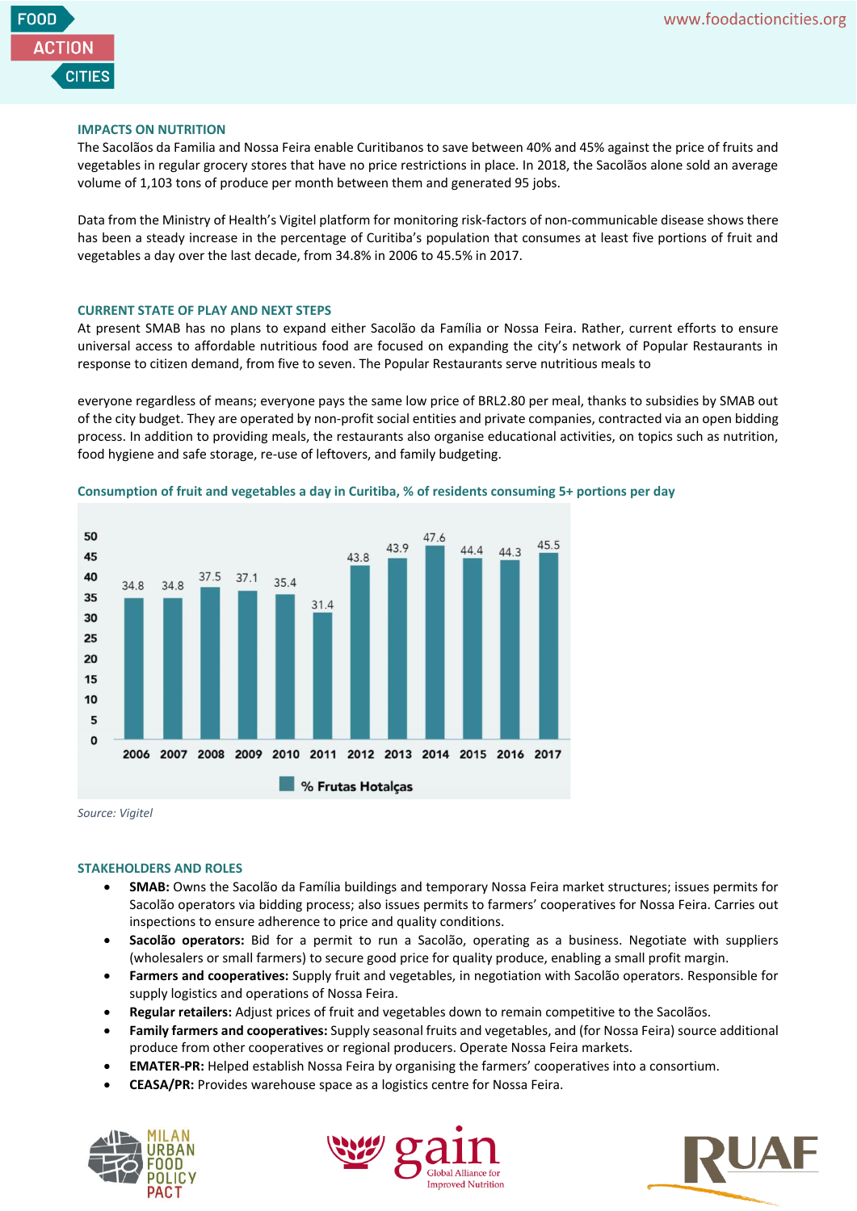## IMPACTS ON NUTRITION

The Sacolãos da Familia and Nossa Feira enable Curitibanos to save between 40% and 45% against the price of fruits and vegetables in regular grocery stores that have no price restrictions in place. In 2018, the Sacolãos alone sold an average volume of 1,103 tons of produce per month between them and generated 95 jobs.

Data from the Ministry of Health's Vigitel platform for monitoring risk-factors of non-communicable disease shows there has been a steady increase in the percentage of Curitiba's population that consumes at least five portions of fruit and vegetables a day over the last decade, from 34.8% in 2006 to 45.5% in 2017.

## CURRENT STATE OF PLAY AND NEXT STEPS

At present SMAB has no plans to expand either Sacolão da Família or Nossa Feira. Rather, current efforts to ensure universal access to affordable nutritious food are focused on expanding the city's network of Popular Restaurants in response to citizen demand, from five to seven. The Popular Restaurants serve nutritious meals to

everyone regardless of means; everyone pays the same low price of BRL2.80 per meal, thanks to subsidies by SMAB out of the city budget. They are operated by non-profit social entities and private companies, contracted via an open bidding process. In addition to providing meals, the restaurants also organise educational activities, on topics such as nutrition, food hygiene and safe storage, re-use of leftovers, and family budgeting.

**Consumption of fruit and vegetables a day in Curitiba, % of residents consuming 5+ portions per day**

| Year | 2006 | 2007 | 2008 | 2009 | 2010 | 2011 | 2012 | 2013 | 2014 | 2015 | 2016 | 2017 |
|---|---|---|---|---|---|---|---|---|---|---|---|---|
| % Frutas Hotalças | 34.8 | 34.8 | 37.5 | 37.1 | 35.4 | 31.4 | 43.8 | 43.9 | 47.6 | 44.4 | 44.3 | 45.5 |

*Source: Vigitel*

## STAKEHOLDERS AND ROLES

- **SMAB:** Owns the Sacolão da Família buildings and temporary Nossa Feira market structures; issues permits for Sacolão operators via bidding process; also issues permits to farmers' cooperatives for Nossa Feira. Carries out inspections to ensure adherence to price and quality conditions.
- **Sacolão operators:** Bid for a permit to run a Sacolão, operating as a business. Negotiate with suppliers (wholesalers or small farmers) to secure good price for quality produce, enabling a small profit margin.
- **Farmers and cooperatives:** Supply fruit and vegetables, in negotiation with Sacolão operators. Responsible for supply logistics and operations of Nossa Feira.
- **Regular retailers:** Adjust prices of fruit and vegetables down to remain competitive to the Sacolãos.
- **Family farmers and cooperatives:** Supply seasonal fruits and vegetables, and (for Nossa Feira) source additional produce from other cooperatives or regional producers. Operate Nossa Feira markets.
- **EMATER-PR:** Helped establish Nossa Feira by organising the farmers' cooperatives into a consortium.
- **CEASA/PR:** Provides warehouse space as a logistics centre for Nossa Feira.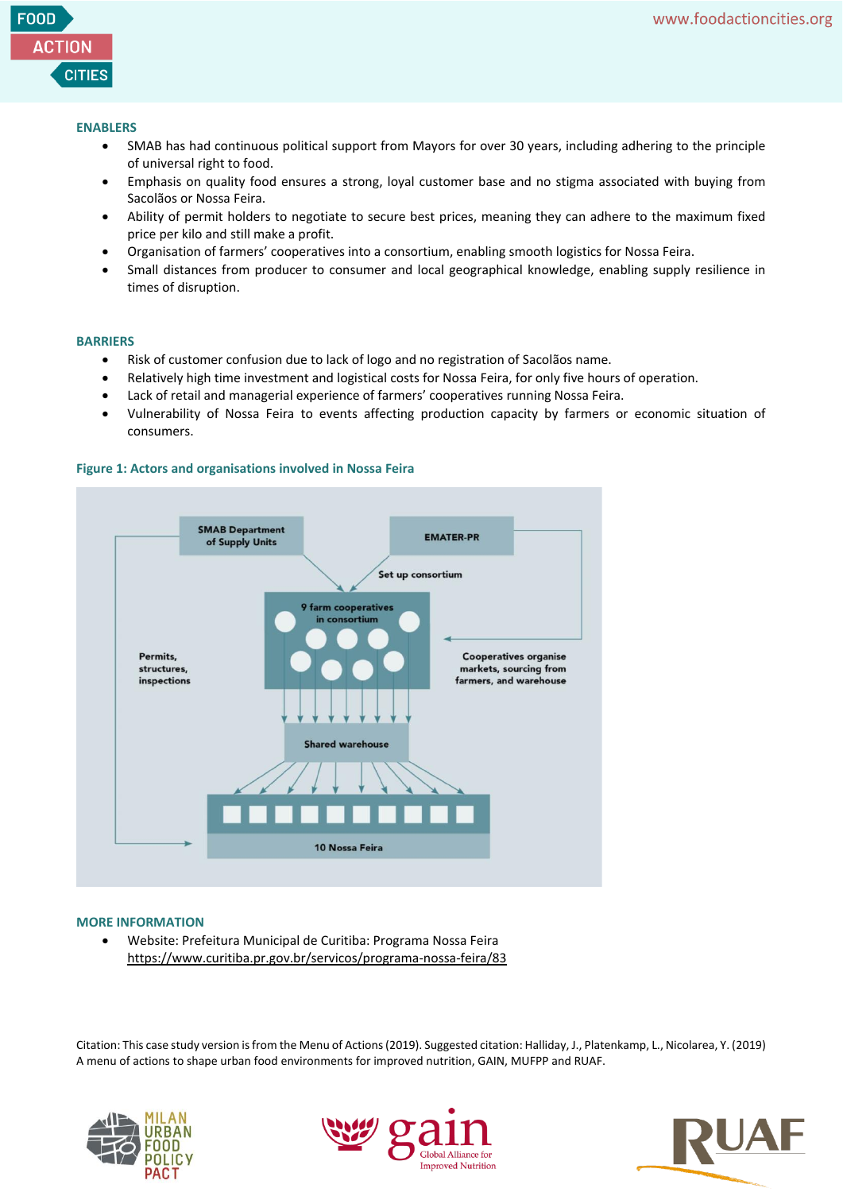## ENABLERS

- SMAB has had continuous political support from Mayors for over 30 years, including adhering to the principle of universal right to food.
- Emphasis on quality food ensures a strong, loyal customer base and no stigma associated with buying from Sacolãos or Nossa Feira.
- Ability of permit holders to negotiate to secure best prices, meaning they can adhere to the maximum fixed price per kilo and still make a profit.
- Organisation of farmers' cooperatives into a consortium, enabling smooth logistics for Nossa Feira.
- Small distances from producer to consumer and local geographical knowledge, enabling supply resilience in times of disruption.

## BARRIERS

- Risk of customer confusion due to lack of logo and no registration of Sacolãos name.
- Relatively high time investment and logistical costs for Nossa Feira, for only five hours of operation.
- Lack of retail and managerial experience of farmers' cooperatives running Nossa Feira.
- Vulnerability of Nossa Feira to events affecting production capacity by farmers or economic situation of consumers.

**Figure 1: Actors and organisations involved in Nossa Feira**

SMAB Department of Supply Units

EMATER-PR

Set up consortium

9 farm cooperatives in consortium

Permits, structures, inspections

Cooperatives organise markets, sourcing from farmers, and warehouse

Shared warehouse

10 Nossa Feira

## MORE INFORMATION

- Website: Prefeitura Municipal de Curitiba: Programa Nossa Feira
  https://www.curitiba.pr.gov.br/servicos/programa-nossa-feira/83

Citation: This case study version is from the Menu of Actions (2019). Suggested citation: Halliday, J., Platenkamp, L., Nicolarea, Y. (2019) A menu of actions to shape urban food environments for improved nutrition, GAIN, MUFPP and RUAF.